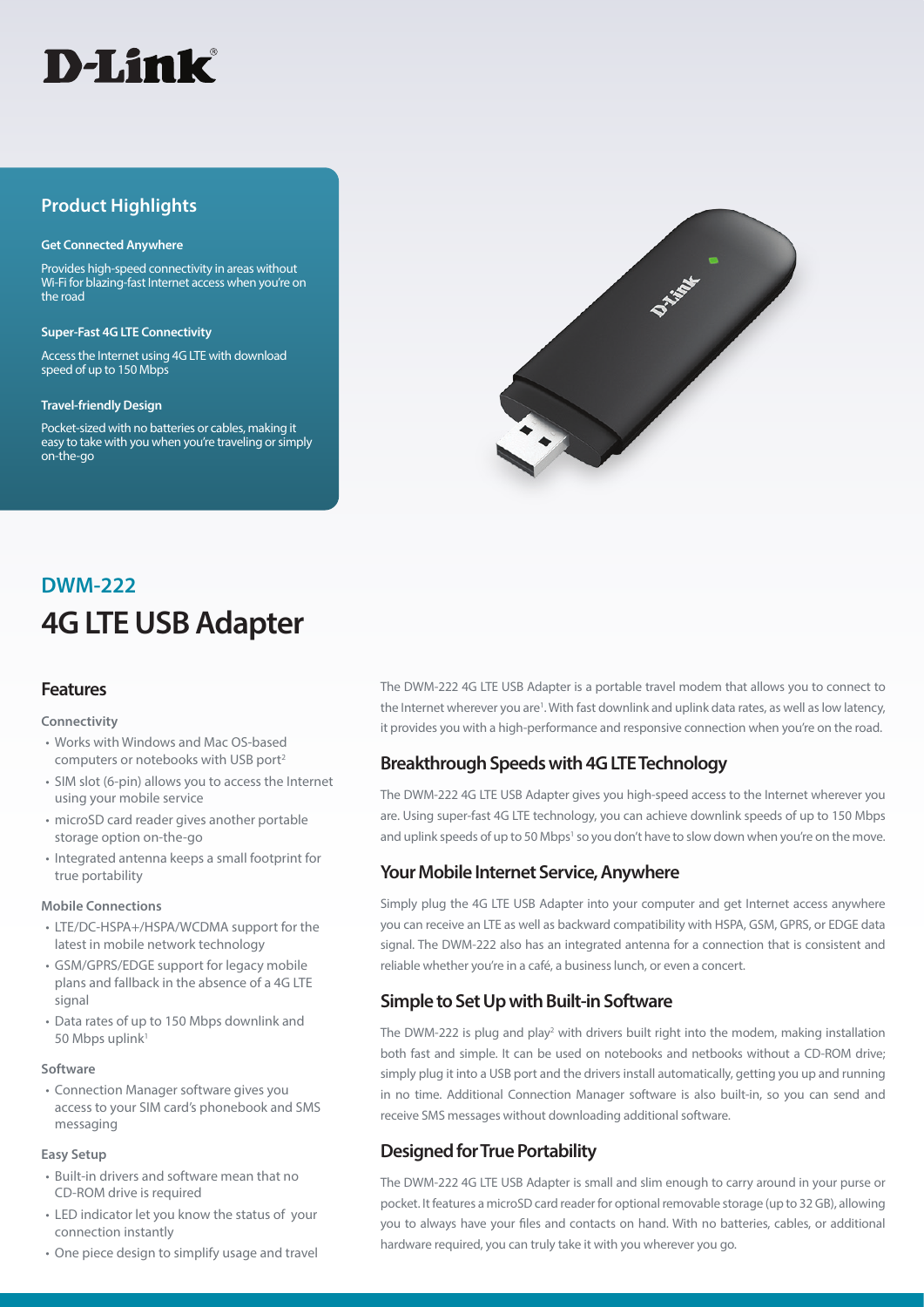D-Link

## Product Highlights

**Get Connected Anywhere**

Provides high-speed connectivity in areas without Wi-Fi for blazing-fast Internet access when you're on the road

**Super-Fast 4G LTE Connectivity**

Access the Internet using 4G LTE with download speed of up to 150 Mbps

**Travel-friendly Design**

Pocket-sized with no batteries or cables, making it easy to take with you when you're traveling or simply on-the-go

## DWM-222

# 4G LTE USB Adapter

## Features

**Connectivity**

- Works with Windows and Mac OS-based computers or notebooks with USB port[2]
- SIM slot (6-pin) allows you to access the Internet using your mobile service
- microSD card reader gives another portable storage option on-the-go
- Integrated antenna keeps a small footprint for true portability

**Mobile Connections**

- LTE/DC-HSPA+/HSPA/WCDMA support for the latest in mobile network technology
- GSM/GPRS/EDGE support for legacy mobile plans and fallback in the absence of a 4G LTE signal
- Data rates of up to 150 Mbps downlink and 50 Mbps uplink[1]

**Software**

- Connection Manager software gives you access to your SIM card's phonebook and SMS messaging

**Easy Setup**

- Built-in drivers and software mean that no CD-ROM drive is required
- LED indicator let you know the status of your connection instantly
- One piece design to simplify usage and travel

The DWM-222 4G LTE USB Adapter is a portable travel modem that allows you to connect to the Internet wherever you are[1]. With fast downlink and uplink data rates, as well as low latency, it provides you with a high-performance and responsive connection when you're on the road.

## Breakthrough Speeds with 4G LTE Technology

The DWM-222 4G LTE USB Adapter gives you high-speed access to the Internet wherever you are. Using super-fast 4G LTE technology, you can achieve downlink speeds of up to 150 Mbps and uplink speeds of up to 50 Mbps[1] so you don't have to slow down when you're on the move.

## Your Mobile Internet Service, Anywhere

Simply plug the 4G LTE USB Adapter into your computer and get Internet access anywhere you can receive an LTE as well as backward compatibility with HSPA, GSM, GPRS, or EDGE data signal. The DWM-222 also has an integrated antenna for a connection that is consistent and reliable whether you're in a café, a business lunch, or even a concert.

## Simple to Set Up with Built-in Software

The DWM-222 is plug and play[2] with drivers built right into the modem, making installation both fast and simple. It can be used on notebooks and netbooks without a CD-ROM drive; simply plug it into a USB port and the drivers install automatically, getting you up and running in no time. Additional Connection Manager software is also built-in, so you can send and receive SMS messages without downloading additional software.

## Designed for True Portability

The DWM-222 4G LTE USB Adapter is small and slim enough to carry around in your purse or pocket. It features a microSD card reader for optional removable storage (up to 32 GB), allowing you to always have your files and contacts on hand. With no batteries, cables, or additional hardware required, you can truly take it with you wherever you go.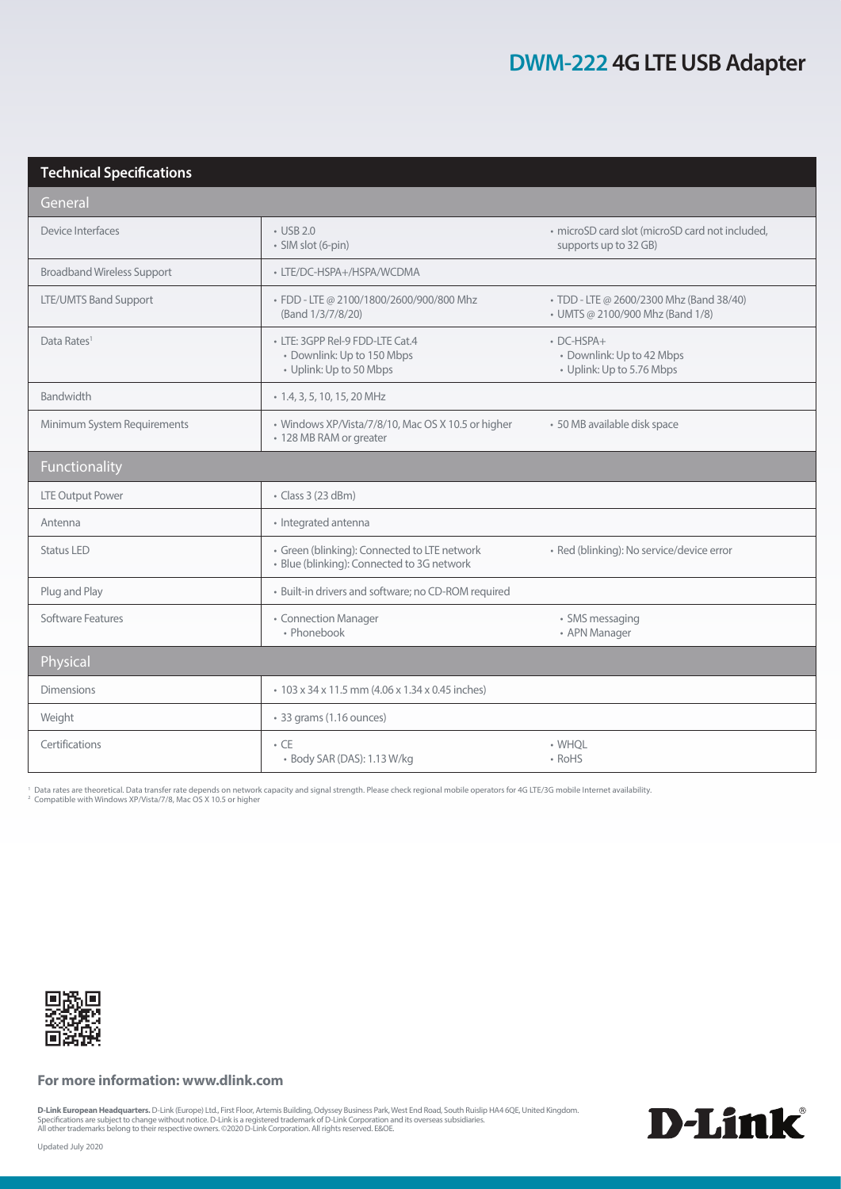# DWM-222 4G LTE USB Adapter

## Technical Specifications

| | | |
|---|---|---|
| **General** | | |
| Device Interfaces | • USB 2.0<br>• SIM slot (6-pin) | • microSD card slot (microSD card not included, supports up to 32 GB) |
| Broadband Wireless Support | • LTE/DC-HSPA+/HSPA/WCDMA | |
| LTE/UMTS Band Support | • FDD - LTE @ 2100/1800/2600/900/800 Mhz (Band 1/3/7/8/20) | • TDD - LTE @ 2600/2300 Mhz (Band 38/40)<br>• UMTS @ 2100/900 Mhz (Band 1/8) |
| Data Rates[1] | • LTE: 3GPP Rel-9 FDD-LTE Cat.4<br>• Downlink: Up to 150 Mbps<br>• Uplink: Up to 50 Mbps | • DC-HSPA+<br>• Downlink: Up to 42 Mbps<br>• Uplink: Up to 5.76 Mbps |
| Bandwidth | • 1.4, 3, 5, 10, 15, 20 MHz | |
| Minimum System Requirements | • Windows XP/Vista/7/8/10, Mac OS X 10.5 or higher<br>• 128 MB RAM or greater | • 50 MB available disk space |
| **Functionality** | | |
| LTE Output Power | • Class 3 (23 dBm) | |
| Antenna | • Integrated antenna | |
| Status LED | • Green (blinking): Connected to LTE network<br>• Blue (blinking): Connected to 3G network | • Red (blinking): No service/device error |
| Plug and Play | • Built-in drivers and software; no CD-ROM required | |
| Software Features | • Connection Manager<br>• Phonebook | • SMS messaging<br>• APN Manager |
| **Physical** | | |
| Dimensions | • 103 x 34 x 11.5 mm (4.06 x 1.34 x 0.45 inches) | |
| Weight | • 33 grams (1.16 ounces) | |
| Certifications | • CE<br>• Body SAR (DAS): 1.13 W/kg | • WHQL<br>• RoHS |

[1] Data rates are theoretical. Data transfer rate depends on network capacity and signal strength. Please check regional mobile operators for 4G LTE/3G mobile Internet availability.
[2] Compatible with Windows XP/Vista/7/8, Mac OS X 10.5 or higher

**For more information: www.dlink.com**

**D-Link European Headquarters.** D-Link (Europe) Ltd., First Floor, Artemis Building, Odyssey Business Park, West End Road, South Ruislip HA4 6QE, United Kingdom. Specifications are subject to change without notice. D-Link is a registered trademark of D-Link Corporation and its overseas subsidiaries. All other trademarks belong to their respective owners. ©2020 D-Link Corporation. All rights reserved. E&OE.

D-Link®

Updated July 2020